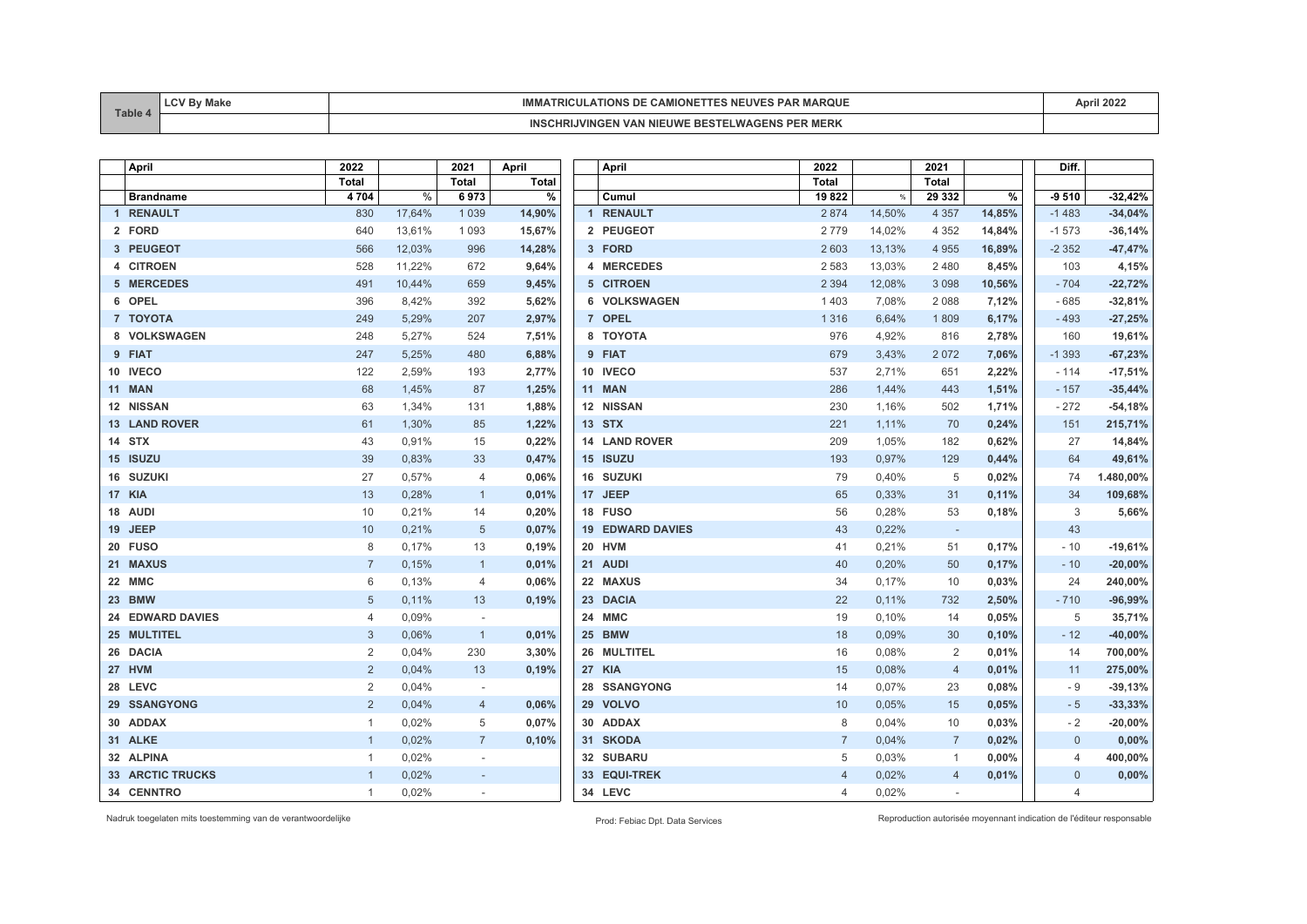| Table 4 | LCV By Make | IMMATRICULATIONS DE CAMIONETTES NEUVES PAR MARQUE | April 2022 |
|---|---|---|---|
| | | INSCHRIJVINGEN VAN NIEUWE BESTELWAGENS PER MERK | |

| | April | 2022 | | 2021 | April |
|---|---|---|---|---|---|
| | | Total | | Total | Total |
| | Brandname | 4 704 | % | 6 973 | % |
| 1 | RENAULT | 830 | 17,64% | 1 039 | 14,90% |
| 2 | FORD | 640 | 13,61% | 1 093 | 15,67% |
| 3 | PEUGEOT | 566 | 12,03% | 996 | 14,28% |
| 4 | CITROEN | 528 | 11,22% | 672 | 9,64% |
| 5 | MERCEDES | 491 | 10,44% | 659 | 9,45% |
| 6 | OPEL | 396 | 8,42% | 392 | 5,62% |
| 7 | TOYOTA | 249 | 5,29% | 207 | 2,97% |
| 8 | VOLKSWAGEN | 248 | 5,27% | 524 | 7,51% |
| 9 | FIAT | 247 | 5,25% | 480 | 6,88% |
| 10 | IVECO | 122 | 2,59% | 193 | 2,77% |
| 11 | MAN | 68 | 1,45% | 87 | 1,25% |
| 12 | NISSAN | 63 | 1,34% | 131 | 1,88% |
| 13 | LAND ROVER | 61 | 1,30% | 85 | 1,22% |
| 14 | STX | 43 | 0,91% | 15 | 0,22% |
| 15 | ISUZU | 39 | 0,83% | 33 | 0,47% |
| 16 | SUZUKI | 27 | 0,57% | 4 | 0,06% |
| 17 | KIA | 13 | 0,28% | 1 | 0,01% |
| 18 | AUDI | 10 | 0,21% | 14 | 0,20% |
| 19 | JEEP | 10 | 0,21% | 5 | 0,07% |
| 20 | FUSO | 8 | 0,17% | 13 | 0,19% |
| 21 | MAXUS | 7 | 0,15% | 1 | 0,01% |
| 22 | MMC | 6 | 0,13% | 4 | 0,06% |
| 23 | BMW | 5 | 0,11% | 13 | 0,19% |
| 24 | EDWARD DAVIES | 4 | 0,09% | - | |
| 25 | MULTITEL | 3 | 0,06% | 1 | 0,01% |
| 26 | DACIA | 2 | 0,04% | 230 | 3,30% |
| 27 | HVM | 2 | 0,04% | 13 | 0,19% |
| 28 | LEVC | 2 | 0,04% | - | |
| 29 | SSANGYONG | 2 | 0,04% | 4 | 0,06% |
| 30 | ADDAX | 1 | 0,02% | 5 | 0,07% |
| 31 | ALKE | 1 | 0,02% | 7 | 0,10% |
| 32 | ALPINA | 1 | 0,02% | - | |
| 33 | ARCTIC TRUCKS | 1 | 0,02% | - | |
| 34 | CENNTRO | 1 | 0,02% | - | |

| | April | 2022 | | 2021 | | Diff. | |
|---|---|---|---|---|---|---|---|
| | | Total | | Total | | | |
| | Cumul | 19 822 | % | 29 332 | % | -9 510 | -32,42% |
| 1 | RENAULT | 2 874 | 14,50% | 4 357 | 14,85% | -1 483 | -34,04% |
| 2 | PEUGEOT | 2 779 | 14,02% | 4 352 | 14,84% | -1 573 | -36,14% |
| 3 | FORD | 2 603 | 13,13% | 4 955 | 16,89% | -2 352 | -47,47% |
| 4 | MERCEDES | 2 583 | 13,03% | 2 480 | 8,45% | 103 | 4,15% |
| 5 | CITROEN | 2 394 | 12,08% | 3 098 | 10,56% | - 704 | -22,72% |
| 6 | VOLKSWAGEN | 1 403 | 7,08% | 2 088 | 7,12% | - 685 | -32,81% |
| 7 | OPEL | 1 316 | 6,64% | 1 809 | 6,17% | - 493 | -27,25% |
| 8 | TOYOTA | 976 | 4,92% | 816 | 2,78% | 160 | 19,61% |
| 9 | FIAT | 679 | 3,43% | 2 072 | 7,06% | -1 393 | -67,23% |
| 10 | IVECO | 537 | 2,71% | 651 | 2,22% | - 114 | -17,51% |
| 11 | MAN | 286 | 1,44% | 443 | 1,51% | - 157 | -35,44% |
| 12 | NISSAN | 230 | 1,16% | 502 | 1,71% | - 272 | -54,18% |
| 13 | STX | 221 | 1,11% | 70 | 0,24% | 151 | 215,71% |
| 14 | LAND ROVER | 209 | 1,05% | 182 | 0,62% | 27 | 14,84% |
| 15 | ISUZU | 193 | 0,97% | 129 | 0,44% | 64 | 49,61% |
| 16 | SUZUKI | 79 | 0,40% | 5 | 0,02% | 74 | 1.480,00% |
| 17 | JEEP | 65 | 0,33% | 31 | 0,11% | 34 | 109,68% |
| 18 | FUSO | 56 | 0,28% | 53 | 0,18% | 3 | 5,66% |
| 19 | EDWARD DAVIES | 43 | 0,22% | - | | 43 | |
| 20 | HVM | 41 | 0,21% | 51 | 0,17% | - 10 | -19,61% |
| 21 | AUDI | 40 | 0,20% | 50 | 0,17% | - 10 | -20,00% |
| 22 | MAXUS | 34 | 0,17% | 10 | 0,03% | 24 | 240,00% |
| 23 | DACIA | 22 | 0,11% | 732 | 2,50% | - 710 | -96,99% |
| 24 | MMC | 19 | 0,10% | 14 | 0,05% | 5 | 35,71% |
| 25 | BMW | 18 | 0,09% | 30 | 0,10% | - 12 | -40,00% |
| 26 | MULTITEL | 16 | 0,08% | 2 | 0,01% | 14 | 700,00% |
| 27 | KIA | 15 | 0,08% | 4 | 0,01% | 11 | 275,00% |
| 28 | SSANGYONG | 14 | 0,07% | 23 | 0,08% | - 9 | -39,13% |
| 29 | VOLVO | 10 | 0,05% | 15 | 0,05% | - 5 | -33,33% |
| 30 | ADDAX | 8 | 0,04% | 10 | 0,03% | - 2 | -20,00% |
| 31 | SKODA | 7 | 0,04% | 7 | 0,02% | 0 | 0,00% |
| 32 | SUBARU | 5 | 0,03% | 1 | 0,00% | 4 | 400,00% |
| 33 | EQUI-TREK | 4 | 0,02% | 4 | 0,01% | 0 | 0,00% |
| 34 | LEVC | 4 | 0,02% | - | | 4 | |

Nadruk toegelaten mits toestemming van de verantwoordelijke

Prod: Febiac Dpt. Data Services

Reproduction autorisée moyennant indication de l'éditeur responsable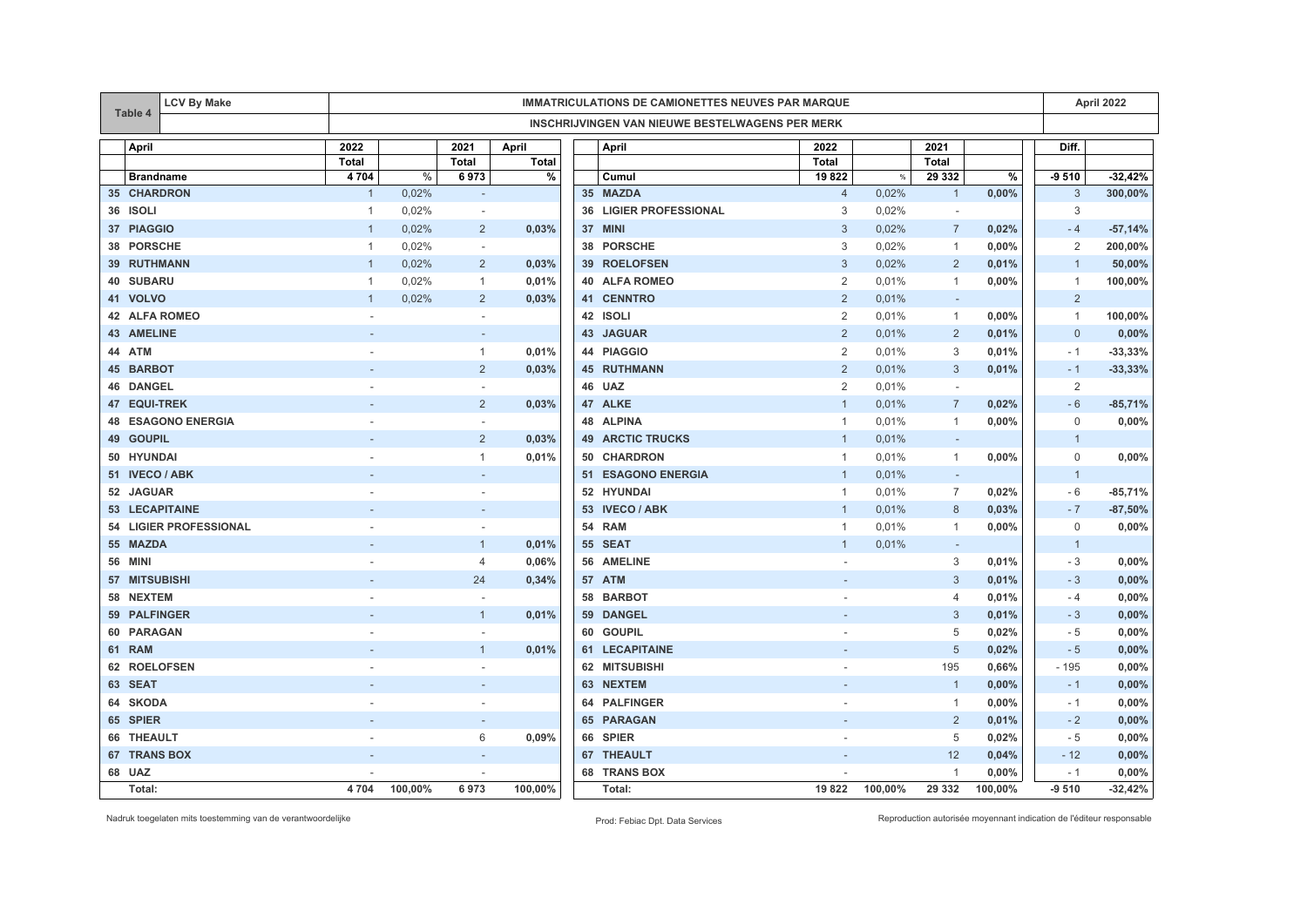| Table 4 | LCV By Make | IMMATRICULATIONS DE CAMIONETTES NEUVES PAR MARQUE | April 2022 |
|---|---|---|---|
| | | INSCHRIJVINGEN VAN NIEUWE BESTELWAGENS PER MERK | |

| | April | 2022 | | 2021 | April | | April | 2022 | | 2021 | | Diff. | |
|---|---|---|---|---|---|---|---|---|---|---|---|---|---|
| | | Total | | Total | Total | | | Total | | Total | | | |
| | Brandname | 4 704 | % | 6 973 | % | | Cumul | 19 822 | % | 29 332 | % | -9 510 | -32,42% |
| 35 | CHARDRON | 1 | 0,02% | - | | 35 | MAZDA | 4 | 0,02% | 1 | 0,00% | 3 | 300,00% |
| 36 | ISOLI | 1 | 0,02% | - | | 36 | LIGIER PROFESSIONAL | 3 | 0,02% | - | | 3 | |
| 37 | PIAGGIO | 1 | 0,02% | 2 | 0,03% | 37 | MINI | 3 | 0,02% | 7 | 0,02% | - 4 | -57,14% |
| 38 | PORSCHE | 1 | 0,02% | - | | 38 | PORSCHE | 3 | 0,02% | 1 | 0,00% | 2 | 200,00% |
| 39 | RUTHMANN | 1 | 0,02% | 2 | 0,03% | 39 | ROELOFSEN | 3 | 0,02% | 2 | 0,01% | 1 | 50,00% |
| 40 | SUBARU | 1 | 0,02% | 1 | 0,01% | 40 | ALFA ROMEO | 2 | 0,01% | 1 | 0,00% | 1 | 100,00% |
| 41 | VOLVO | 1 | 0,02% | 2 | 0,03% | 41 | CENNTRO | 2 | 0,01% | - | | 2 | |
| 42 | ALFA ROMEO | - | | - | | 42 | ISOLI | 2 | 0,01% | 1 | 0,00% | 1 | 100,00% |
| 43 | AMELINE | - | | - | | 43 | JAGUAR | 2 | 0,01% | 2 | 0,01% | 0 | 0,00% |
| 44 | ATM | - | | 1 | 0,01% | 44 | PIAGGIO | 2 | 0,01% | 3 | 0,01% | - 1 | -33,33% |
| 45 | BARBOT | - | | 2 | 0,03% | 45 | RUTHMANN | 2 | 0,01% | 3 | 0,01% | - 1 | -33,33% |
| 46 | DANGEL | - | | - | | 46 | UAZ | 2 | 0,01% | - | | 2 | |
| 47 | EQUI-TREK | - | | 2 | 0,03% | 47 | ALKE | 1 | 0,01% | 7 | 0,02% | - 6 | -85,71% |
| 48 | ESAGONO ENERGIA | - | | - | | 48 | ALPINA | 1 | 0,01% | 1 | 0,00% | 0 | 0,00% |
| 49 | GOUPIL | - | | 2 | 0,03% | 49 | ARCTIC TRUCKS | 1 | 0,01% | - | | 1 | |
| 50 | HYUNDAI | - | | 1 | 0,01% | 50 | CHARDRON | 1 | 0,01% | 1 | 0,00% | 0 | 0,00% |
| 51 | IVECO / ABK | - | | - | | 51 | ESAGONO ENERGIA | 1 | 0,01% | - | | 1 | |
| 52 | JAGUAR | - | | - | | 52 | HYUNDAI | 1 | 0,01% | 7 | 0,02% | - 6 | -85,71% |
| 53 | LECAPITAINE | - | | - | | 53 | IVECO / ABK | 1 | 0,01% | 8 | 0,03% | - 7 | -87,50% |
| 54 | LIGIER PROFESSIONAL | - | | - | | 54 | RAM | 1 | 0,01% | 1 | 0,00% | 0 | 0,00% |
| 55 | MAZDA | - | | 1 | 0,01% | 55 | SEAT | 1 | 0,01% | - | | 1 | |
| 56 | MINI | - | | 4 | 0,06% | 56 | AMELINE | - | | 3 | 0,01% | - 3 | 0,00% |
| 57 | MITSUBISHI | - | | 24 | 0,34% | 57 | ATM | - | | 3 | 0,01% | - 3 | 0,00% |
| 58 | NEXTEM | - | | - | | 58 | BARBOT | - | | 4 | 0,01% | - 4 | 0,00% |
| 59 | PALFINGER | - | | 1 | 0,01% | 59 | DANGEL | - | | 3 | 0,01% | - 3 | 0,00% |
| 60 | PARAGAN | - | | - | | 60 | GOUPIL | - | | 5 | 0,02% | - 5 | 0,00% |
| 61 | RAM | - | | 1 | 0,01% | 61 | LECAPITAINE | - | | 5 | 0,02% | - 5 | 0,00% |
| 62 | ROELOFSEN | - | | - | | 62 | MITSUBISHI | - | | 195 | 0,66% | - 195 | 0,00% |
| 63 | SEAT | - | | - | | 63 | NEXTEM | - | | 1 | 0,00% | - 1 | 0,00% |
| 64 | SKODA | - | | - | | 64 | PALFINGER | - | | 1 | 0,00% | - 1 | 0,00% |
| 65 | SPIER | - | | - | | 65 | PARAGAN | - | | 2 | 0,01% | - 2 | 0,00% |
| 66 | THEAULT | - | | 6 | 0,09% | 66 | SPIER | - | | 5 | 0,02% | - 5 | 0,00% |
| 67 | TRANS BOX | - | | - | | 67 | THEAULT | - | | 12 | 0,04% | - 12 | 0,00% |
| 68 | UAZ | - | | - | | 68 | TRANS BOX | - | | 1 | 0,00% | - 1 | 0,00% |
| | Total: | 4 704 | 100,00% | 6 973 | 100,00% | | Total: | 19 822 | 100,00% | 29 332 | 100,00% | -9 510 | -32,42% |

Nadruk toegelaten mits toestemming van de verantwoordelijke

Prod: Febiac Dpt. Data Services

Reproduction autorisée moyennant indication de l'éditeur responsable